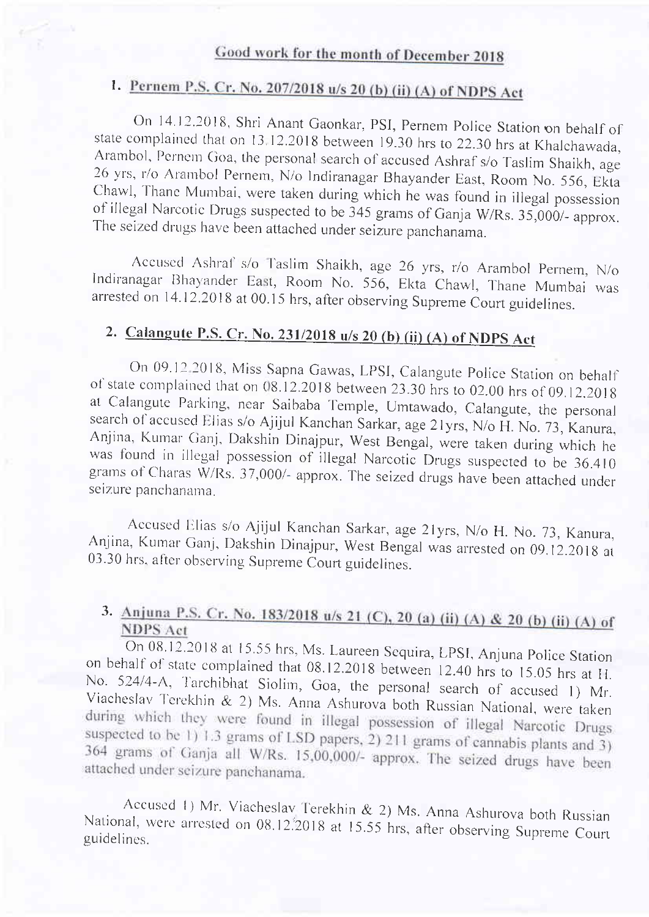## Good work for the month of December 2018

### 1. Pernem P.S. Cr. No. 207/2018 u/s 20 (b) (ii) (A) of NDPS Act

On 14.12.2018, Shri Anant Gaonkar, PSI, Pernem Police Station on behalf of state complained that on 13.12.2018 between 19.30 hrs to 22.30 hrs at Khalchawada, Arambol, Pernem Goa, the personal search of accused Ashraf s/o Taslim Shaikh, age 26 yrs, r/o Arambol Pernem, N/o Indiranagar Bhayander East, Room No. 556, Ekta Chawl, Thane Mumbai, were taken during which he was found in illegal possession of illegal Narcotic Drugs suspected to be 345 grams of Ganja W/Rs. 35,000/- approx. The seized drugs have been attached under seizure panchanama.

Accused Ashraf s/o Taslim Shaikh, age 26 yrs, r/o Arambol Pernem, N/o Indiranagar Bhayander East, Room No. 556, Ekta Chawl, Thane Mumbai was arrested on 14.12.2018 at 00.15 hrs, after observing Supreme Court guidelines.

### 2. Calangute P.S. Cr. No. 231/2018 u/s 20 (b) (ii) (A) of NDPS Act

On 09.12.2018, Miss Sapna Gawas, LPSI, Calangute Police Station on behalf of state complained that on 08.12.2018 between 23.30 hrs to 02.00 hrs of 09.12.2018 at Calangute Parking, near Saibaba Temple, Umtawado, Calangute, the personal search of accused Elias s/o Ajijul Kanchan Sarkar, age 21yrs, N/o H. No. 73, Kanura, Anjina, Kumar Ganj, Dakshin Dinajpur, West Bengal, were taken during which he was found in illegal possession of illegal Narcotic Drugs suspected to be 36.410 grams of Charas W/Rs. 37,000/- approx. The seized drugs have been attached under seizure panchanama.

Accused Elias s/o Ajijul Kanchan Sarkar, age 21yrs, N/o H. No. 73, Kanura, Anjina, Kumar Ganj, Dakshin Dinajpur, West Bengal was arrested on 09.12.2018 at 03.30 hrs, after observing Supreme Court guidelines.

### 3. Anjuna P.S. Cr. No. 183/2018 u/s 21 (C), 20 (a) (ii) (A) & 20 (b) (ii) (A) of NDPS Act

On 08.12.2018 at 15.55 hrs, Ms. Laureen Sequira, LPSI, Anjuna Police Station on behalf of state complained that 08.12.2018 between 12.40 hrs to 15.05 hrs at H. No. 524/4-A, Tarchibhat Siolim, Goa, the personal search of accused 1) Mr. Viacheslav Terekhin & 2) Ms. Anna Ashurova both Russian National, were taken during which they were found in illegal possession of illegal Narcotic Drugs suspected to be 1) 1.3 grams of LSD papers, 2) 211 grams of cannabis plants and 3) 364 grams of Ganja all W/Rs. 15,00,000/- approx. The seized drugs have been attached under seizure panchanama.

Accused 1) Mr. Viacheslav Terekhin & 2) Ms. Anna Ashurova both Russian National, were arrested on 08.12.2018 at 15.55 hrs, after observing Supreme Court guidelines.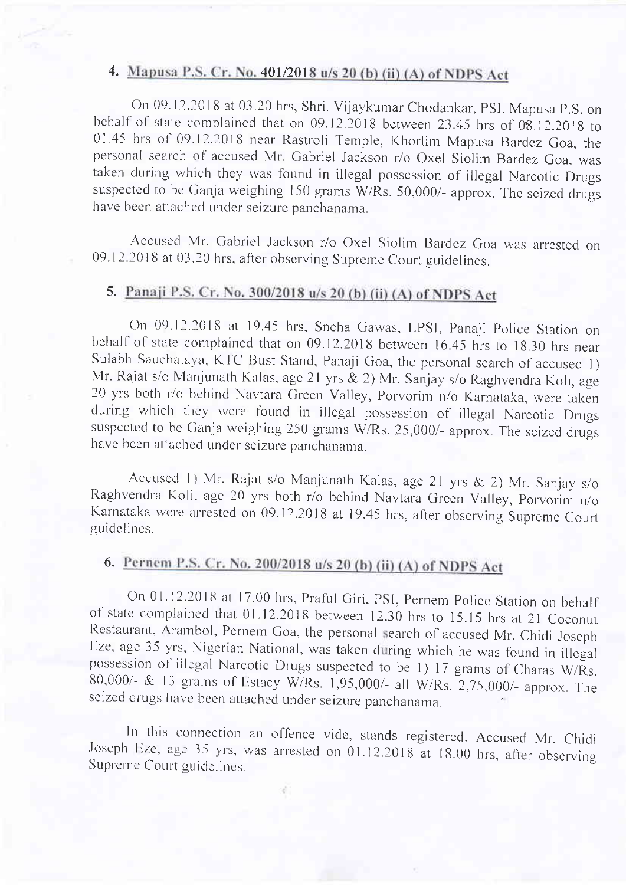## 4. Mapusa P.S. Cr. No. 401/2018 u/s 20 (b) (ii) (A) of NDPS Act

On 09.12.2018 at 03.20 hrs, Shri. Vijaykumar Chodankar, PSI, Mapusa P.S. on behalf of state complained that on 09.12.2018 between 23.45 hrs of 08.12.2018 to 01.45 hrs of 09.12.2018 near Rastroli Temple, Khorlim Mapusa Bardez Goa, the personal search of accused Mr. Gabriel Jackson r/o Oxel Siolim Bardez Goa, was taken during which they was found in illegal possession of illegal Narcotic Drugs suspected to be Ganja weighing 150 grams W/Rs. 50,000/- approx. The seized drugs have been attached under seizure panchanama.

Accused Mr. Gabriel Jackson r/o Oxel Siolim Bardez Goa was arrested on 09.12.2018 at 03.20 hrs, after observing Supreme Court guidelines.

## 5. Panaji P.S. Cr. No. 300/2018 u/s 20 (b) (ii) (A) of NDPS Act

On 09.12.2018 at 19.45 hrs, Sneha Gawas, LPSI, Panaji Police Station on behalf of state complained that on 09.12.2018 between 16.45 hrs to 18.30 hrs near Sulabh Sauchalaya, KTC Bust Stand, Panaji Goa, the personal search of accused 1) Mr. Rajat s/o Manjunath Kalas, age 21 yrs & 2) Mr. Sanjay s/o Raghvendra Koli, age 20 yrs both r/o behind Navtara Green Valley, Porvorim n/o Karnataka, were taken during which they were found in illegal possession of illegal Narcotic Drugs suspected to be Ganja weighing 250 grams W/Rs. 25,000/- approx. The seized drugs have been attached under seizure panchanama.

Accused 1) Mr. Rajat s/o Manjunath Kalas, age 21 yrs & 2) Mr. Sanjay s/o Raghvendra Koli, age 20 yrs both r/o behind Navtara Green Valley, Porvorim n/o Karnataka were arrested on 09.12.2018 at 19.45 hrs, after observing Supreme Court guidelines.

## 6. Pernem P.S. Cr. No. 200/2018 u/s 20 (b) (ii) (A) of NDPS Act

On 01.12.2018 at 17.00 hrs, Praful Giri, PSI, Pernem Police Station on behalf of state complained that 01.12.2018 between 12.30 hrs to 15.15 hrs at 21 Coconut Restaurant, Arambol, Pernem Goa, the personal search of accused Mr. Chidi Joseph Eze, age 35 yrs, Nigerian National, was taken during which he was found in illegal possession of illegal Narcotic Drugs suspected to be 1) 17 grams of Charas W/Rs. 80,000/- & 13 grams of Estacy W/Rs. 1,95,000/- all W/Rs. 2,75,000/- approx. The seized drugs have been attached under seizure panchanama.

In this connection an offence vide, stands registered. Accused Mr. Chidi Joseph Eze, age 35 yrs, was arrested on 01.12.2018 at 18.00 hrs, after observing Supreme Court guidelines.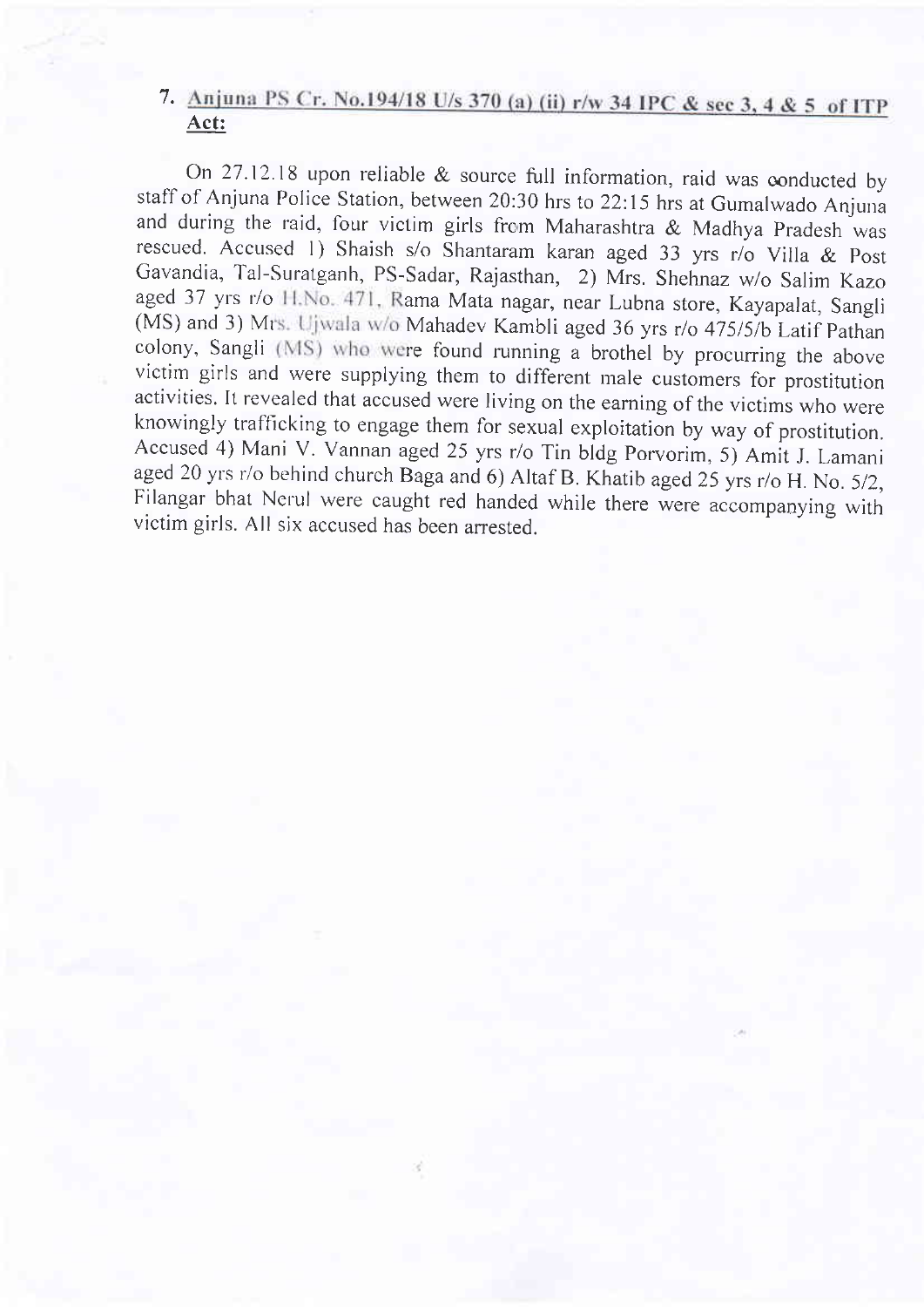7. **Anjuna PS Cr. No.194/18 U/s 370 (a) (ii) r/w 34 IPC & sec 3, 4 & 5 of ITP Act:**

On 27.12.18 upon reliable & source full information, raid was conducted by staff of Anjuna Police Station, between 20:30 hrs to 22:15 hrs at Gumalwado Anjuna and during the raid, four victim girls from Maharashtra & Madhya Pradesh was rescued. Accused 1) Shaish s/o Shantaram karan aged 33 yrs r/o Villa & Post Gavandia, Tal-Suratganh, PS-Sadar, Rajasthan, 2) Mrs. Shehnaz w/o Salim Kazo aged 37 yrs r/o H.No. 471, Rama Mata nagar, near Lubna store, Kayapalat, Sangli (MS) and 3) Mrs. Ujwala w/o Mahadev Kambli aged 36 yrs r/o 475/5/b Latif Pathan colony, Sangli (MS) who were found running a brothel by procurring the above victim girls and were supplying them to different male customers for prostitution activities. It revealed that accused were living on the earning of the victims who were knowingly trafficking to engage them for sexual exploitation by way of prostitution. Accused 4) Mani V. Vannan aged 25 yrs r/o Tin bldg Porvorim, 5) Amit J. Lamani aged 20 yrs r/o behind church Baga and 6) Altaf B. Khatib aged 25 yrs r/o H. No. 5/2, Filangar bhat Nerul were caught red handed while there were accompanying with victim girls. All six accused has been arrested.